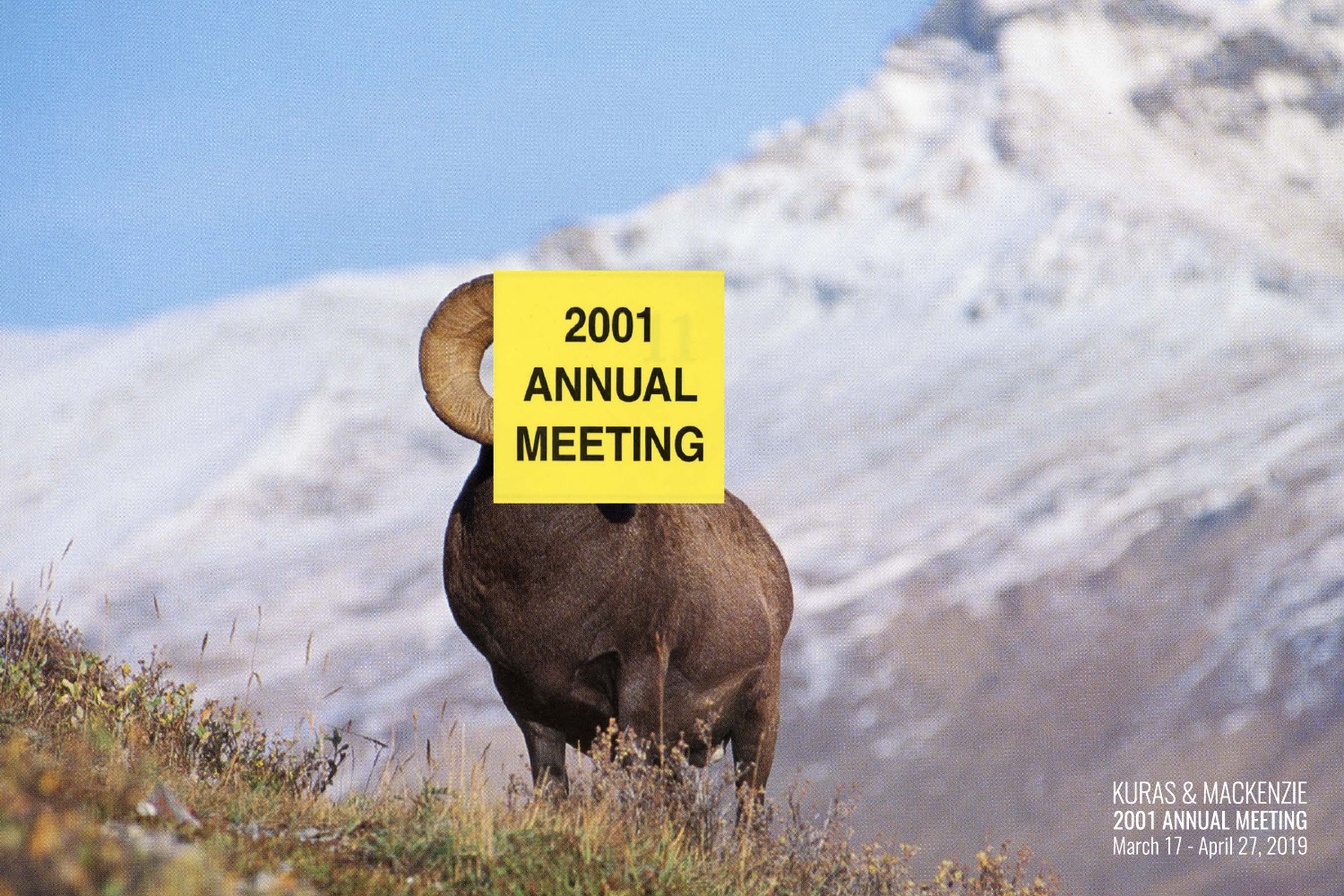2001
ANNUAL
MEETING

KURAS & MACKENZIE
**2001 ANNUAL MEETING**
March 17 - April 27, 2019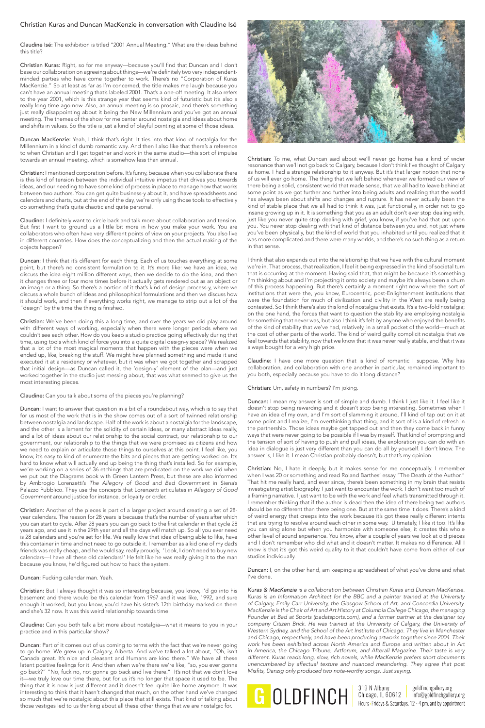## Christian Kuras and Duncan MacKenzie in conversation with Claudine Isé

**Claudine Isé:** The exhibition is titled "2001 Annual Meeting." What are the ideas behind this title?

**Christian Kuras:** Right, so for me anyway—because you'll find that Duncan and I don't base our collaboration on agreeing about things—we're definitely two very independent-minded parties who have come together to work. There's no "Corporation of Kuras MacKenzie." So at least as far as I'm concerned, the title makes me laugh because you can't have an annual meeting that's labeled 2001. That's a one-off meeting. It also refers to the year 2001, which is this strange year that seems kind of futuristic but it's also a really long time ago now. Also, an annual meeting is so prosaic, and there's something just really disappointing about it being the New Millennium and you've got an annual meeting. The themes of the show for me center around nostalgia and ideas about home and shifts in values. So the title is just a kind of playful pointing at some of those ideas.

**Duncan MacKenzie:** Yeah, I think that's right. It ties into that kind of nostalgia for the Millennium in a kind of dumb romantic way. And then I also like that there's a reference to when Christian and I get together and work in the same studio—this sort of impulse towards an annual meeting, which is somehow less than annual.

**Christian:** I mentioned corporation before. It's funny, because when you collaborate there is this kind of tension between the individual intuitive impetus that drives you towards ideas, and our needing to have some kind of process in place to manage how that works between two authors. You can get quite business-y about it, and have spreadsheets and calendars and charts, but at the end of the day, we're only using those tools to effectively do something that's quite chaotic and quite personal.

**Claudine:** I definitely want to circle back and talk more about collaboration and tension. But first I want to ground us a little bit more in how you make your work. You are collaborators who often have very different points of view on your projects. You also live in different countries. How does the conceptualizing and then the actual making of the objects happen?

**Duncan:** I think that it's different for each thing. Each of us touches everything at some point, but there's no consistent formulation to it. It's more like: we have an idea, we discuss the idea eight million different ways, then we decide to do the idea, and then it changes three or four more times before it actually gets rendered out as an object or an image or a thing. So there's a portion of it that's kind of design process-y, where we discuss a whole bunch of ideas and philosophical formulations and then we discuss how it should work, and then if everything works right, we manage to strip out a lot of the "design" by the time the thing is finished.

**Christian:** We've been doing this a long time, and over the years we did play around with different ways of working, especially when there were longer periods where we couldn't see each other. How do you keep a studio practice going effectively during that time, using tools which kind of force you into a quite digital design-y space? We realized that a lot of the most magical moments that happen with the pieces were when we ended up, like, breaking the stuff. We might have planned something and made it and executed it at a residency or whatever, but it was when we got together and scrapped that initial design—as Duncan called it, the 'design-y' element of the plan—and just worked together in the studio just messing about, that was what seemed to give us the most interesting pieces.

**Claudine:** Can you talk about some of the pieces you're planning?

**Duncan:** I want to answer that question in a bit of a roundabout way, which is to say that for us most of the work that is in the show comes out of a sort of twinned relationship between nostalgia and landscape. Half of the work is about a nostalgia for the landscape, and the other is a lament for the solidity of certain ideas, or many abstract ideas really, and a lot of ideas about our relationship to the social contract, our relationship to our government, our relationship to the things that we were promised as citizens and how we need to explain or articulate those things to ourselves at this point. I feel like, you know, it's easy to kind of enumerate the bits and pieces that are getting worked on. It's hard to know what will actually end up being the thing that's installed. So for example, we're working on a series of 36 etchings that are predicated on the work we did when we put out the Diagrams book with Green Lantern Press, but these are also informed by Ambrogio Lorenzetti's *The Allegory of Good and Bad Government* in Siena's Palazzo Pubblico. They use the concepts that Lorenzetti articulates in *Allegory of Good Government* around justice for instance, or loyalty or order.

**Christian:** Another of the pieces is part of a larger project around creating a set of 28-year calendars. The reason for 28 years is because that's the number of years after which you can start to cycle. After 28 years you can go back to the first calendar in that cycle 28 years ago, and use it in the 29th year and all the days will match up. So all you ever need is 28 calendars and you're set for life. We really love that idea of being able to like, have this container in time and not need to go outside it. I remember as a kid one of my dad's friends was really cheap, and he would say, really proudly, 'Look, I don't need to buy new calendars—I have all these old calendars!' He felt like he was really giving it to the man because you know, he'd figured out how to hack the system.

**Duncan:** Fucking calendar man. Yeah.

**Christian:** But I always thought it was so interesting because, you know, I'd go into his basement and there would be this calendar from 1967 and it was like, 1992, and sure enough it worked, but you know, you'd have his sister's 12th birthday marked on there and she's 32 now. It was this weird relationship towards time.

**Claudine:** Can you both talk a bit more about nostalgia—what it means to you in your practice and in this particular show?

**Duncan:** Part of it comes out of us coming to terms with the fact that we're never going to go home. We grew up in Calgary, Alberta. And we've talked a lot about, "Oh, isn't Canada great. It's nice and pleasant and Humans are kind there." We have all these latent positive feelings for it. And then when we're there we're like, "so, you ever gonna go back?" "No, fuck no, not gonna go back and live there." It's not that we don't love it—we truly love our time there, but for us it's no longer that space it used to be. The thing that it is now is just different and it doesn't feel quite like home anymore. It was interesting to think that it hasn't changed that much, on the other hand we've changed so much that we're nostalgic about this place that still exists. That kind of talking about those vestiges led to us thinking about all these other things that we are nostalgic for.

**Christian:** To me, what Duncan said about we'll never go home has a kind of wider resonance than we'll not go back to Calgary, because I don't think I've thought of Calgary as home. I had a strange relationship to it anyway. But it's that larger notion that none of us will ever go home. The thing that we left behind whenever we formed our view of there being a solid, consistent world that made sense, that we all had to leave behind at some point as we got further and further into being adults and realizing that the world has always been about shifts and changes and rupture. It has never actually been the kind of stable place that we all had to think it was, just functionally, in order not to go insane growing up in it. It is something that you as an adult don't ever stop dealing with, just like you never quite stop dealing with grief, you know, if you've had that put upon you. You never stop dealing with that kind of distance between you and, not just where you've been physically, but the kind of world that you inhabited until you realized that it was more complicated and there were many worlds, and there's no such thing as a return in that sense.

I think that also expands out into the relationship that we have with the cultural moment we're in. That process, that realization, I feel it being expressed in the kind of societal turn that is occurring at the moment. Having said that, that might be because it's something I'm thinking about and I'm projecting it onto society and maybe it's always been a churn of this process happening. But there's certainly a moment right now where the sort of institutions that were the, you know, Eurocentric, post-Enlightenment institutions that were the foundation for much of civilization and civility in the West are really being contested. So I think there's also this kind of nostalgia that exists. It's a two-fold nostalgia; on the one hand, the forces that want to question the stability are employing nostalgia for something that never was, but also I think it's felt by anyone who enjoyed the benefits of the kind of stability that we've had, relatively, in a small pocket of the world—much at the cost of other parts of the world. The kind of weird guilty complicit nostalgia that we feel towards that stability, now that we know that it was never really stable, and that it was always bought for a very high price.

**Claudine:** I have one more question that is kind of romantic I suppose. Why has collaboration, and collaboration with one another in particular, remained important to you both, especially because you have to do it long distance?

**Christian:** Um, safety in numbers? I'm joking.

**Duncan:** I mean my answer is sort of simple and dumb. I think I just like it. I feel like it doesn't stop being rewarding and it doesn't stop being interesting. Sometimes when I have an idea of my own, and I'm sort of slamming it around, I'll kind of tap out on it at some point and I realize, I'm overthinking that thing, and it sort of is a kind of refresh in the partnership. Those ideas maybe get tapped out and then they come back in funny ways that were never going to be possible if I was by myself. That kind of prompting and the tension of sort of having to push and pull ideas, the exploration you can do with an idea in dialogue is just very different than you can do all by yourself. I don't know. The answer is, I like it. I mean Christian probably doesn't, but that's my opinion.

**Christian:** No, I hate it deeply, but it makes sense for me conceptually. I remember when I was 20 or something and read Roland Barthes' essay "The Death of the Author." That hit me really hard, and ever since, there's been something in my brain that resists investigating artist biography. I just want to encounter the work. I don't want too much of a framing narrative. I just want to be with the work and feel what's transmitted through it. I remember thinking that if the author is dead then the idea of there being two authors should be no different than there being one. But at the same time it does. There's a kind of weird energy that creeps into the work because it's got these really different intents that are trying to resolve around each other in some way. Ultimately, I like it too. It's like you can sing alone but when you harmonize with someone else, it creates this whole other level of sound experience. You know, after a couple of years we look at old pieces and I don't remember who did what and it doesn't matter. It makes no difference. All I know is that it's got this weird quality to it that couldn't have come from either of our studios individually.

**Duncan:** I, on the other hand, am keeping a spreadsheet of what you've done and what I've done.

*Kuras & MacKenzie is a collaboration between Christian Kuras and Duncan MacKenzie. Kuras is an Information Architect for the BBC and a painter trained at the University of Calgary, Emily Carr University, the Glasgow School of Art, and Concordia University. MacKenzie is the Chair of Art and Art History at Columbia College Chicago, the managing Founder at Bad at Sports (badatsports.com), and a former partner at the designer toy company Citizen Brick. He was trained at the University of Calgary, the University of Western Sydney, and the School of the Art Institute of Chicago. They live in Manchester and Chicago, respectively, and have been producing artworks together since 2004. Their work has been exhibited across North America and Europe and written about in Art in America, the Chicago Tribune, Artforum, and Afterall Magazine. Their taste is very different. Kuras reads long, slow, rich novels, while MacKenzie prefers short documents unencumbered by affectual texture and nuanced meandering. They agree that post Misfits, Danzig only produced two note-worthy songs. Just saying.*

GOLDFINCH
319 N Albany
Chicago, IL 60612
goldfinchgallery.org
info@goldfinchgallery.org
Hours Fridays & Saturdays, 12 - 4 pm, and by appointment